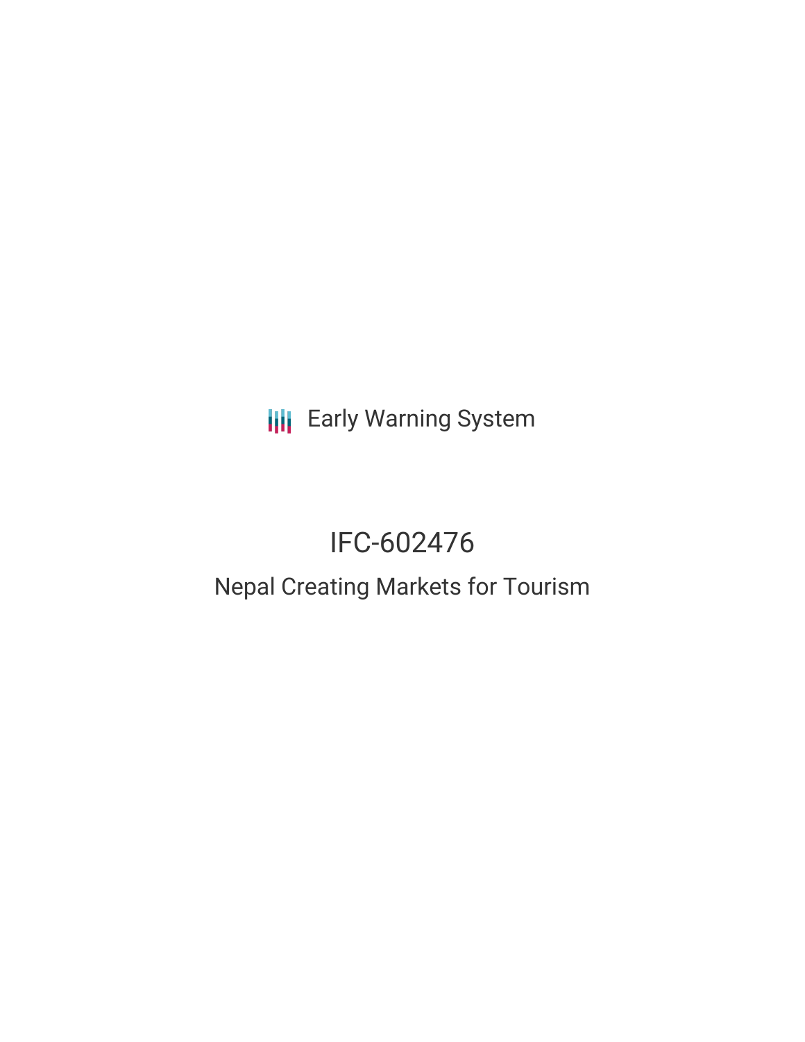Early Warning System

# IFC-602476

## Nepal Creating Markets for Tourism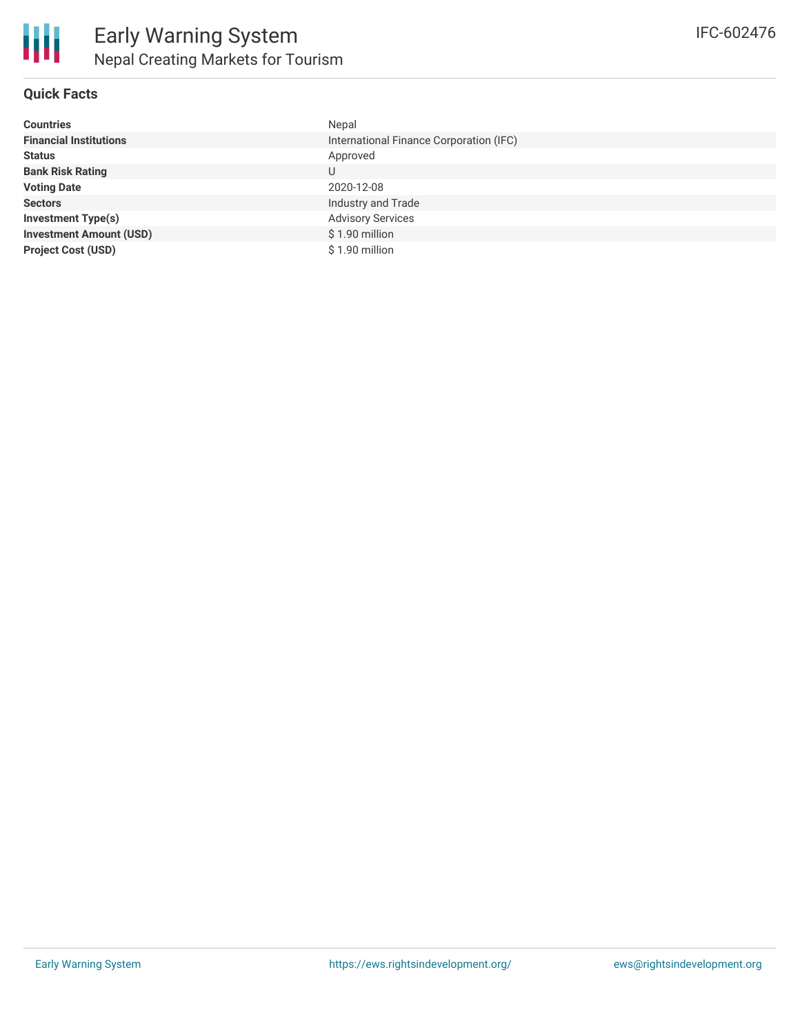# Early Warning System

## Nepal Creating Markets for Tourism

IFC-602476

### Quick Facts

| | |
|---|---|
| **Countries** | Nepal |
| **Financial Institutions** | International Finance Corporation (IFC) |
| **Status** | Approved |
| **Bank Risk Rating** | U |
| **Voting Date** | 2020-12-08 |
| **Sectors** | Industry and Trade |
| **Investment Type(s)** | Advisory Services |
| **Investment Amount (USD)** | $ 1.90 million |
| **Project Cost (USD)** | $ 1.90 million |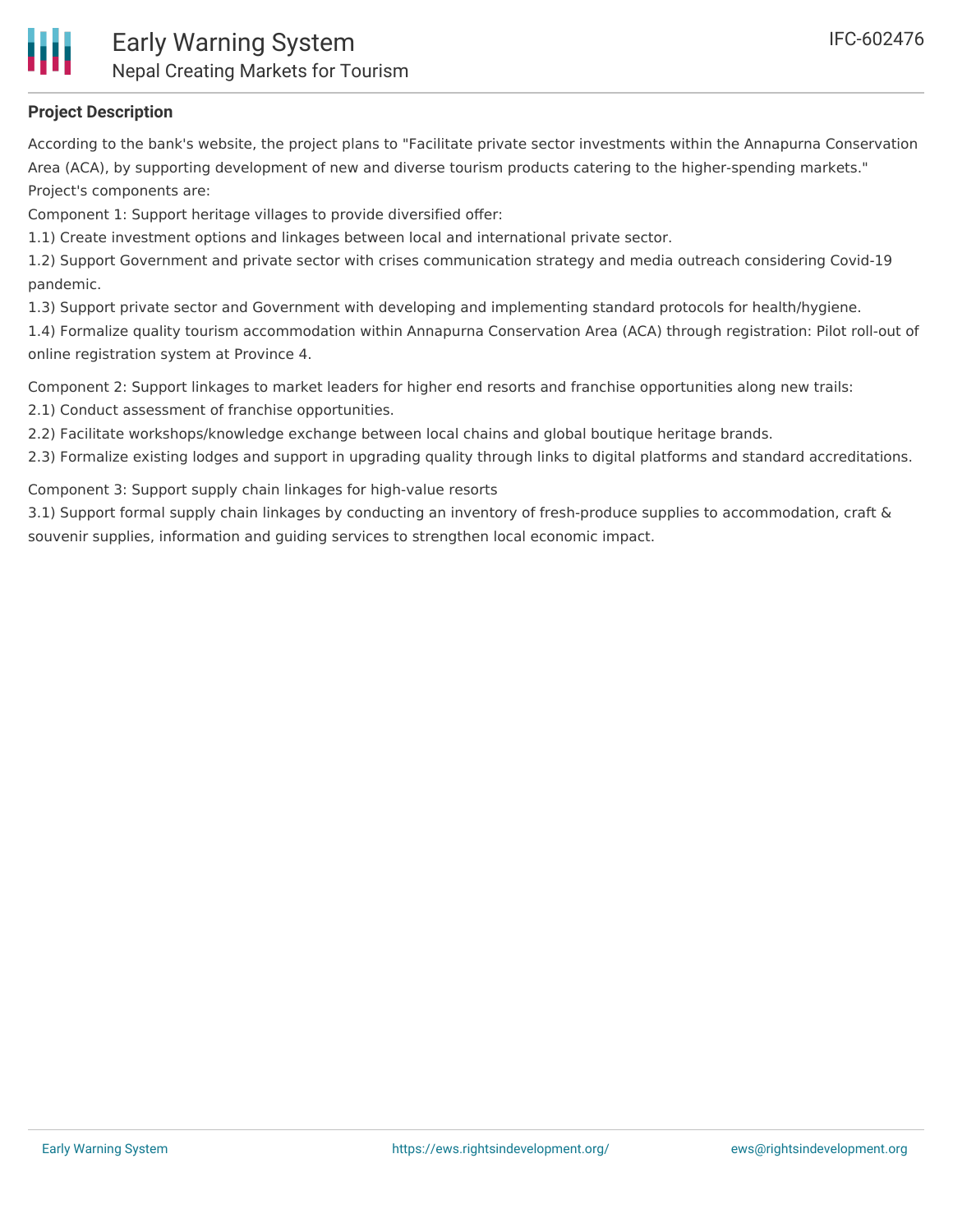## Project Description

According to the bank's website, the project plans to "Facilitate private sector investments within the Annapurna Conservation Area (ACA), by supporting development of new and diverse tourism products catering to the higher-spending markets."
Project's components are:

Component 1: Support heritage villages to provide diversified offer:

1.1) Create investment options and linkages between local and international private sector.

1.2) Support Government and private sector with crises communication strategy and media outreach considering Covid-19 pandemic.

1.3) Support private sector and Government with developing and implementing standard protocols for health/hygiene.

1.4) Formalize quality tourism accommodation within Annapurna Conservation Area (ACA) through registration: Pilot roll-out of online registration system at Province 4.

Component 2: Support linkages to market leaders for higher end resorts and franchise opportunities along new trails:

2.1) Conduct assessment of franchise opportunities.

2.2) Facilitate workshops/knowledge exchange between local chains and global boutique heritage brands.

2.3) Formalize existing lodges and support in upgrading quality through links to digital platforms and standard accreditations.

Component 3: Support supply chain linkages for high-value resorts

3.1) Support formal supply chain linkages by conducting an inventory of fresh-produce supplies to accommodation, craft & souvenir supplies, information and guiding services to strengthen local economic impact.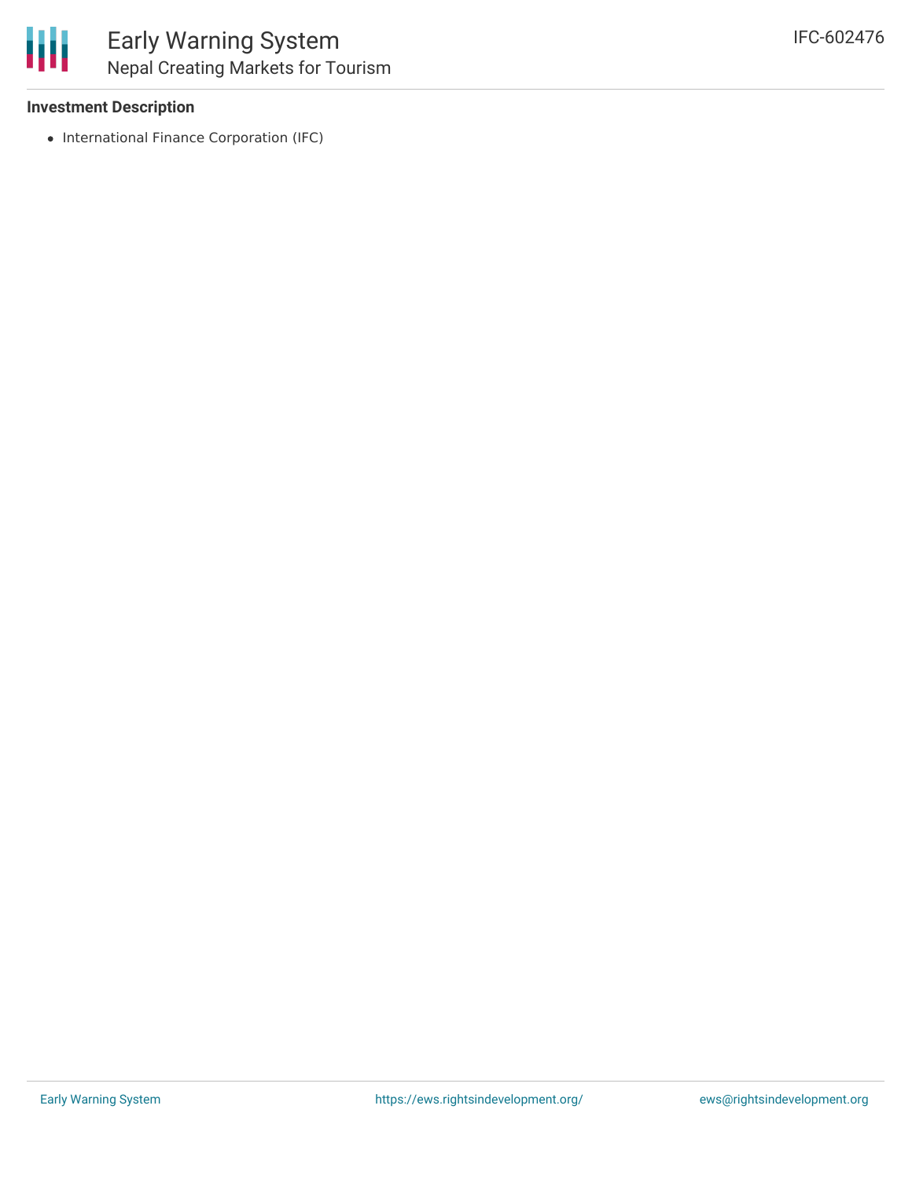**Investment Description**

- International Finance Corporation (IFC)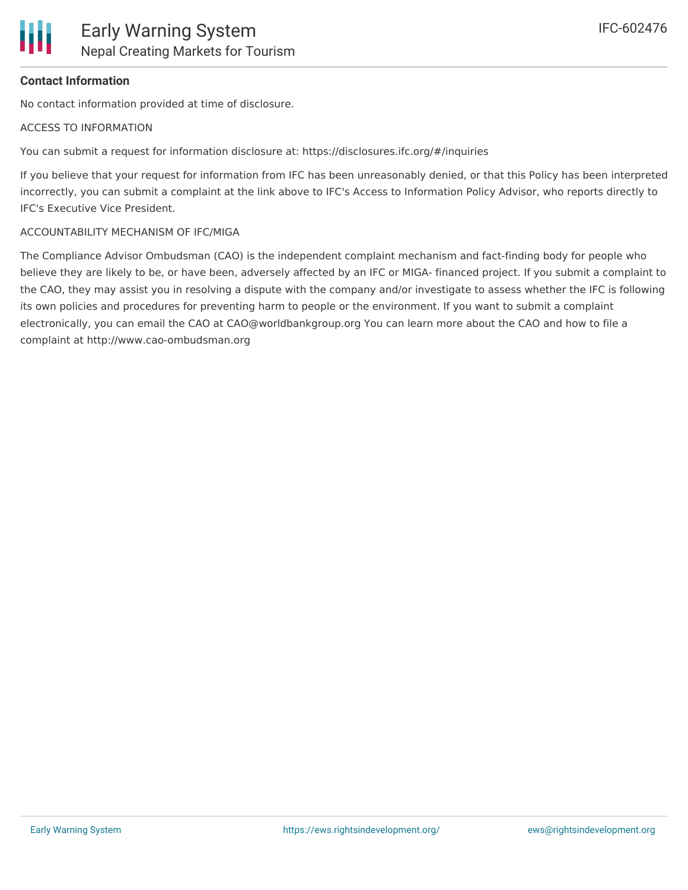**Contact Information**

No contact information provided at time of disclosure.

ACCESS TO INFORMATION

You can submit a request for information disclosure at: https://disclosures.ifc.org/#/inquiries

If you believe that your request for information from IFC has been unreasonably denied, or that this Policy has been interpreted incorrectly, you can submit a complaint at the link above to IFC's Access to Information Policy Advisor, who reports directly to IFC's Executive Vice President.

ACCOUNTABILITY MECHANISM OF IFC/MIGA

The Compliance Advisor Ombudsman (CAO) is the independent complaint mechanism and fact-finding body for people who believe they are likely to be, or have been, adversely affected by an IFC or MIGA- financed project. If you submit a complaint to the CAO, they may assist you in resolving a dispute with the company and/or investigate to assess whether the IFC is following its own policies and procedures for preventing harm to people or the environment. If you want to submit a complaint electronically, you can email the CAO at CAO@worldbankgroup.org You can learn more about the CAO and how to file a complaint at http://www.cao-ombudsman.org